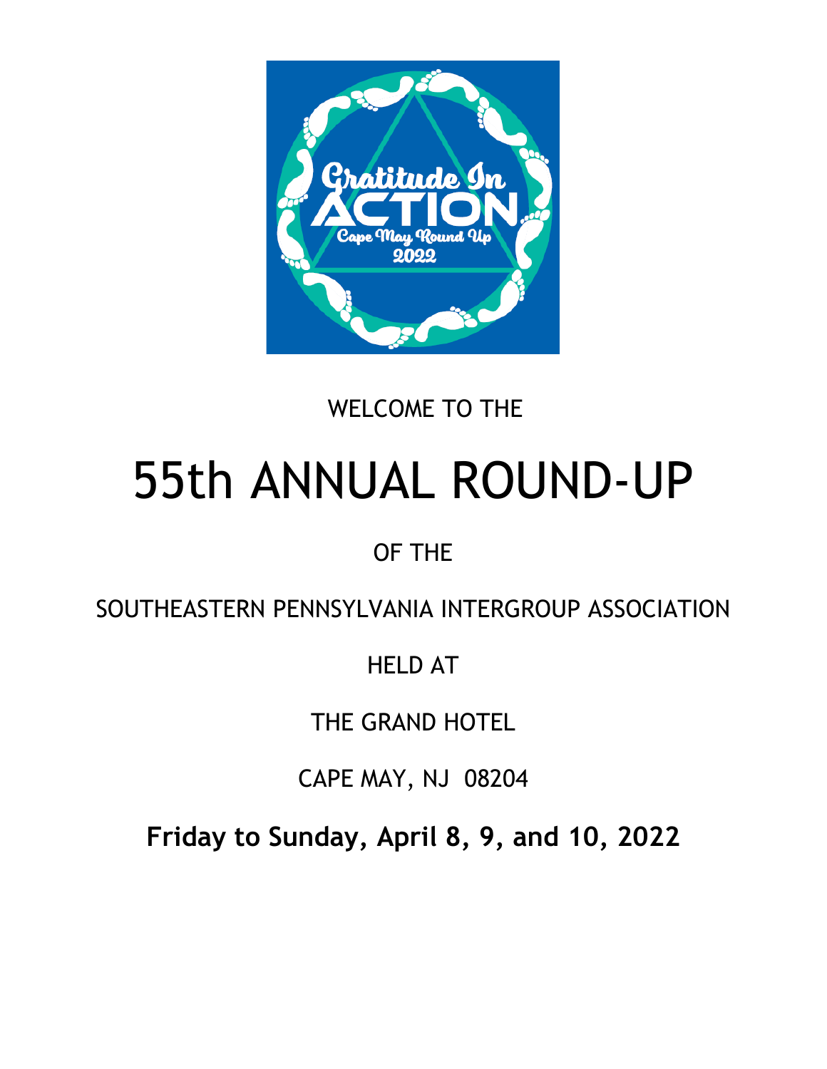Gratitude In ACTION

Cape May Round Up

2022

WELCOME TO THE

# 55th ANNUAL ROUND-UP

OF THE

SOUTHEASTERN PENNSYLVANIA INTERGROUP ASSOCIATION

HELD AT

THE GRAND HOTEL

CAPE MAY, NJ 08204

**Friday to Sunday, April 8, 9, and 10, 2022**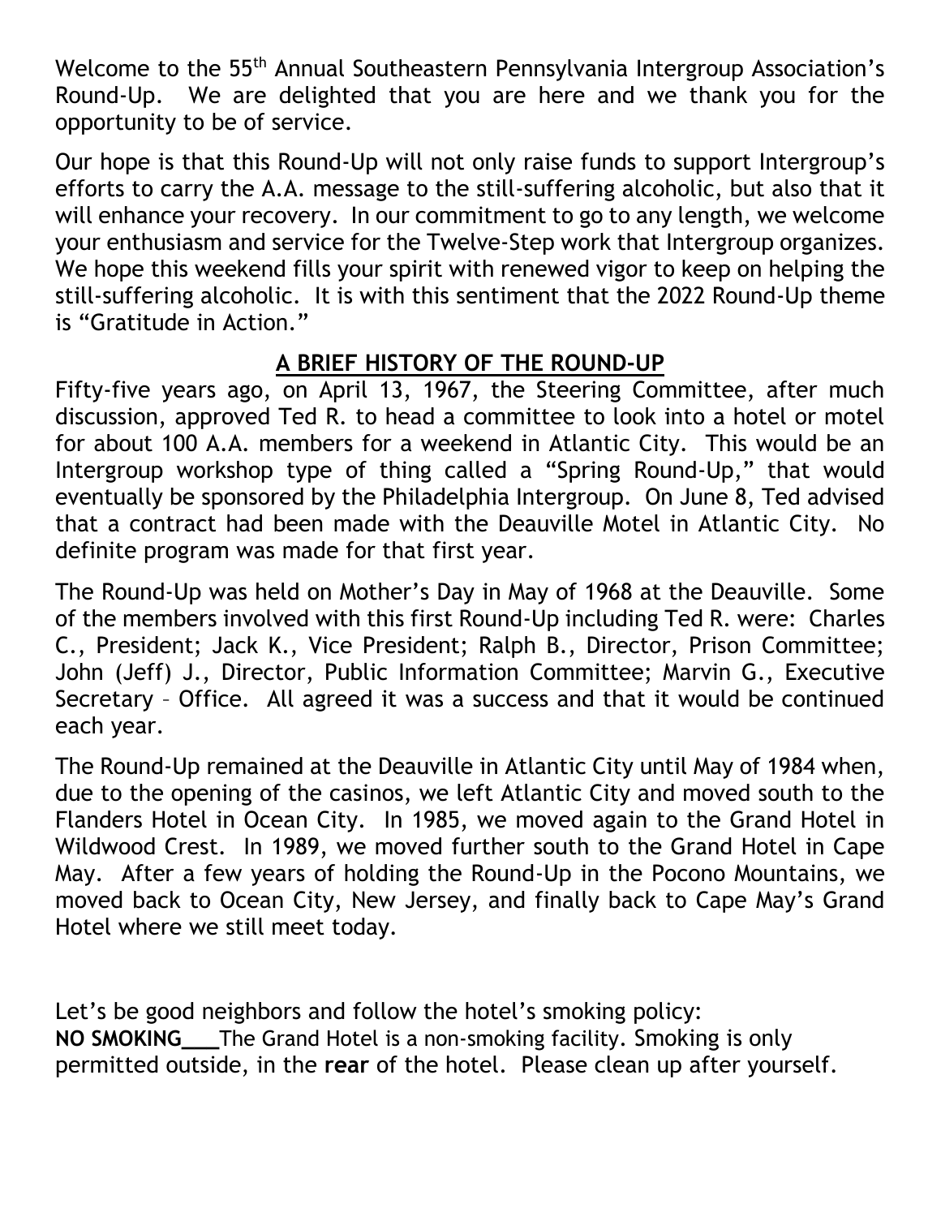Welcome to the 55th Annual Southeastern Pennsylvania Intergroup Association's Round-Up. We are delighted that you are here and we thank you for the opportunity to be of service.

Our hope is that this Round-Up will not only raise funds to support Intergroup's efforts to carry the A.A. message to the still-suffering alcoholic, but also that it will enhance your recovery. In our commitment to go to any length, we welcome your enthusiasm and service for the Twelve-Step work that Intergroup organizes. We hope this weekend fills your spirit with renewed vigor to keep on helping the still-suffering alcoholic. It is with this sentiment that the 2022 Round-Up theme is "Gratitude in Action."

## A BRIEF HISTORY OF THE ROUND-UP

Fifty-five years ago, on April 13, 1967, the Steering Committee, after much discussion, approved Ted R. to head a committee to look into a hotel or motel for about 100 A.A. members for a weekend in Atlantic City. This would be an Intergroup workshop type of thing called a "Spring Round-Up," that would eventually be sponsored by the Philadelphia Intergroup. On June 8, Ted advised that a contract had been made with the Deauville Motel in Atlantic City. No definite program was made for that first year.

The Round-Up was held on Mother's Day in May of 1968 at the Deauville. Some of the members involved with this first Round-Up including Ted R. were: Charles C., President; Jack K., Vice President; Ralph B., Director, Prison Committee; John (Jeff) J., Director, Public Information Committee; Marvin G., Executive Secretary – Office. All agreed it was a success and that it would be continued each year.

The Round-Up remained at the Deauville in Atlantic City until May of 1984 when, due to the opening of the casinos, we left Atlantic City and moved south to the Flanders Hotel in Ocean City. In 1985, we moved again to the Grand Hotel in Wildwood Crest. In 1989, we moved further south to the Grand Hotel in Cape May. After a few years of holding the Round-Up in the Pocono Mountains, we moved back to Ocean City, New Jersey, and finally back to Cape May's Grand Hotel where we still meet today.

Let's be good neighbors and follow the hotel's smoking policy:
**NO SMOKING___**The Grand Hotel is a non-smoking facility. Smoking is only permitted outside, in the **rear** of the hotel. Please clean up after yourself.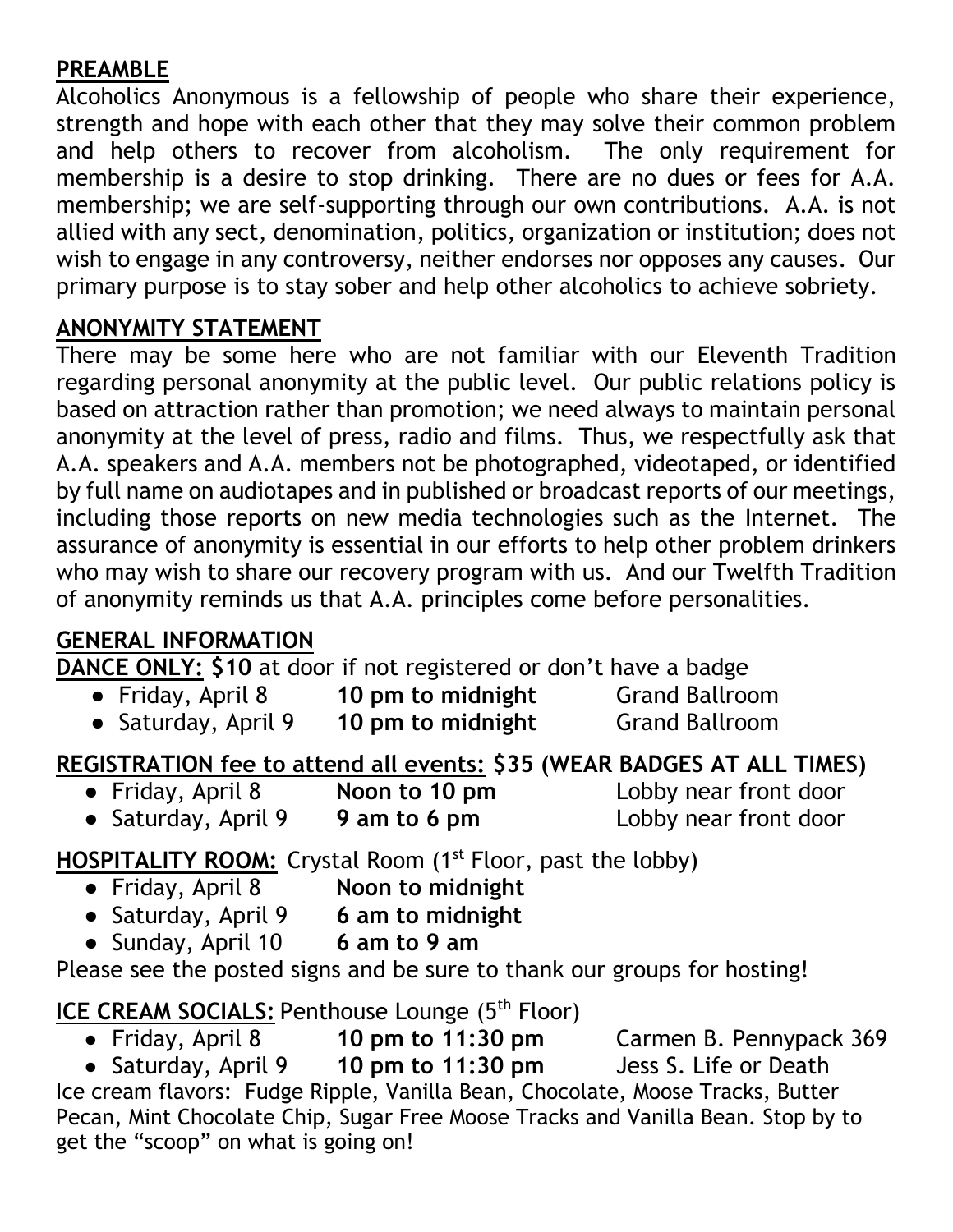## PREAMBLE

Alcoholics Anonymous is a fellowship of people who share their experience, strength and hope with each other that they may solve their common problem and help others to recover from alcoholism. The only requirement for membership is a desire to stop drinking. There are no dues or fees for A.A. membership; we are self-supporting through our own contributions. A.A. is not allied with any sect, denomination, politics, organization or institution; does not wish to engage in any controversy, neither endorses nor opposes any causes. Our primary purpose is to stay sober and help other alcoholics to achieve sobriety.

## ANONYMITY STATEMENT

There may be some here who are not familiar with our Eleventh Tradition regarding personal anonymity at the public level. Our public relations policy is based on attraction rather than promotion; we need always to maintain personal anonymity at the level of press, radio and films. Thus, we respectfully ask that A.A. speakers and A.A. members not be photographed, videotaped, or identified by full name on audiotapes and in published or broadcast reports of our meetings, including those reports on new media technologies such as the Internet. The assurance of anonymity is essential in our efforts to help other problem drinkers who may wish to share our recovery program with us. And our Twelfth Tradition of anonymity reminds us that A.A. principles come before personalities.

## GENERAL INFORMATION

**DANCE ONLY: $10** at door if not registered or don't have a badge

- Friday, April 8 **10 pm to midnight** Grand Ballroom
- Saturday, April 9 **10 pm to midnight** Grand Ballroom

**REGISTRATION fee to attend all events: $35 (WEAR BADGES AT ALL TIMES)**

- Friday, April 8 **Noon to 10 pm** Lobby near front door
- Saturday, April 9 **9 am to 6 pm** Lobby near front door

**HOSPITALITY ROOM:** Crystal Room (1st Floor, past the lobby)

- Friday, April 8 **Noon to midnight**
- Saturday, April 9 **6 am to midnight**
- Sunday, April 10 **6 am to 9 am**

Please see the posted signs and be sure to thank our groups for hosting!

**ICE CREAM SOCIALS:** Penthouse Lounge (5th Floor)

- Friday, April 8 **10 pm to 11:30 pm** Carmen B. Pennypack 369
- Saturday, April 9 **10 pm to 11:30 pm** Jess S. Life or Death

Ice cream flavors: Fudge Ripple, Vanilla Bean, Chocolate, Moose Tracks, Butter Pecan, Mint Chocolate Chip, Sugar Free Moose Tracks and Vanilla Bean. Stop by to get the "scoop" on what is going on!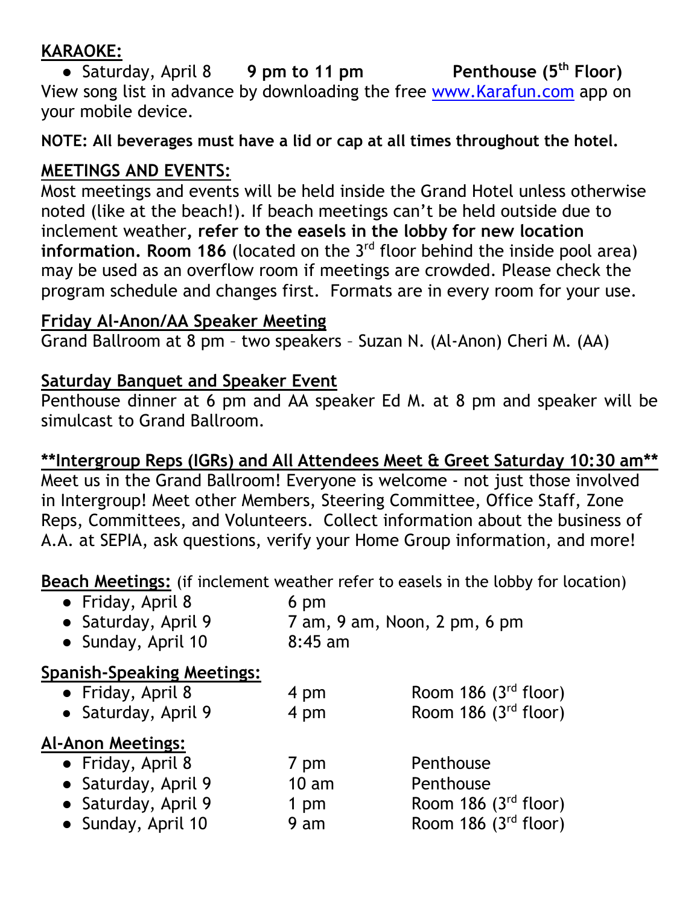## KARAOKE:

- Saturday, April 8 **9 pm to 11 pm** **Penthouse (5th Floor)**

View song list in advance by downloading the free [www.Karafun.com](http://www.Karafun.com) app on your mobile device.

**NOTE: All beverages must have a lid or cap at all times throughout the hotel.**

## MEETINGS AND EVENTS:

Most meetings and events will be held inside the Grand Hotel unless otherwise noted (like at the beach!). If beach meetings can't be held outside due to inclement weather**, refer to the easels in the lobby for new location information. Room 186** (located on the 3rd floor behind the inside pool area) may be used as an overflow room if meetings are crowded. Please check the program schedule and changes first. Formats are in every room for your use.

### Friday Al-Anon/AA Speaker Meeting

Grand Ballroom at 8 pm – two speakers – Suzan N. (Al-Anon) Cheri M. (AA)

### Saturday Banquet and Speaker Event

Penthouse dinner at 6 pm and AA speaker Ed M. at 8 pm and speaker will be simulcast to Grand Ballroom.

### **Intergroup Reps (IGRs) and All Attendees Meet & Greet Saturday 10:30 am**

Meet us in the Grand Ballroom! Everyone is welcome - not just those involved in Intergroup! Meet other Members, Steering Committee, Office Staff, Zone Reps, Committees, and Volunteers. Collect information about the business of A.A. at SEPIA, ask questions, verify your Home Group information, and more!

**Beach Meetings:** (if inclement weather refer to easels in the lobby for location)

- Friday, April 8 — 6 pm
- Saturday, April 9 — 7 am, 9 am, Noon, 2 pm, 6 pm
- Sunday, April 10 — 8:45 am

### Spanish-Speaking Meetings:

- Friday, April 8 — 4 pm — Room 186 (3rd floor)
- Saturday, April 9 — 4 pm — Room 186 (3rd floor)

### Al-Anon Meetings:

- Friday, April 8 — 7 pm — Penthouse
- Saturday, April 9 — 10 am — Penthouse
- Saturday, April 9 — 1 pm — Room 186 (3rd floor)
- Sunday, April 10 — 9 am — Room 186 (3rd floor)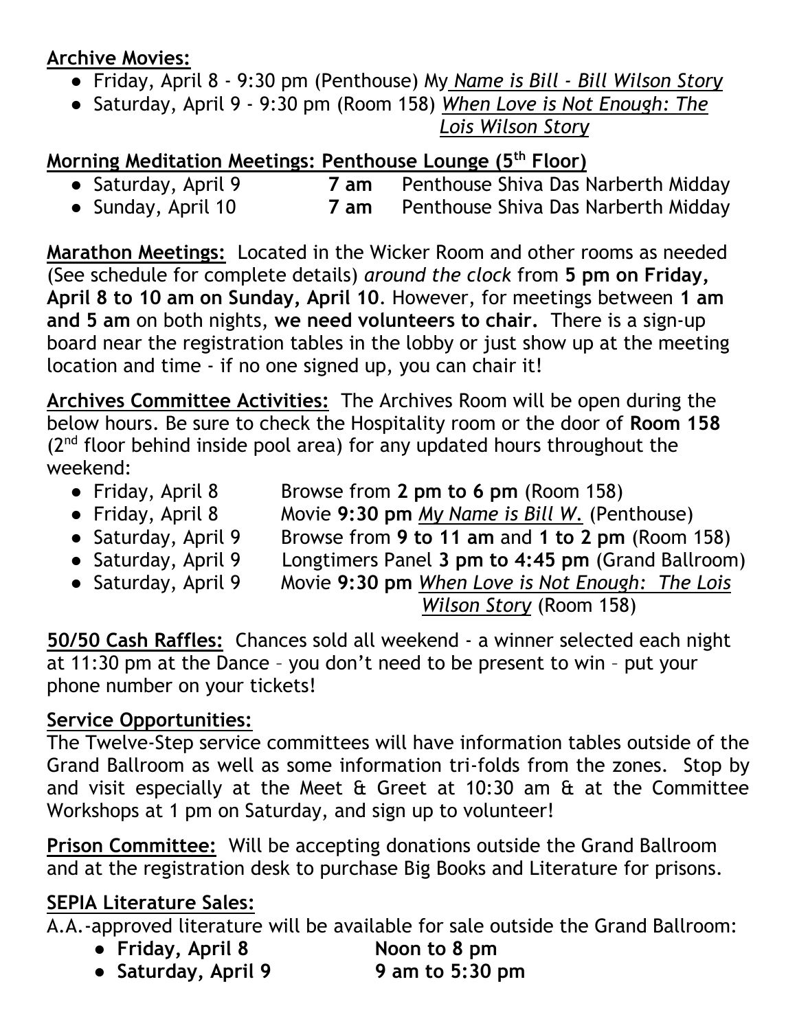**Archive Movies:**

- Friday, April 8 - 9:30 pm (Penthouse) My *Name is Bill - Bill Wilson Story*
- Saturday, April 9 - 9:30 pm (Room 158) *When Love is Not Enough: The Lois Wilson Story*

**Morning Meditation Meetings: Penthouse Lounge (5th Floor)**

- Saturday, April 9 **7 am** Penthouse Shiva Das Narberth Midday
- Sunday, April 10 **7 am** Penthouse Shiva Das Narberth Midday

**Marathon Meetings:** Located in the Wicker Room and other rooms as needed (See schedule for complete details) *around the clock* from **5 pm on Friday, April 8 to 10 am on Sunday, April 10**. However, for meetings between **1 am and 5 am** on both nights, **we need volunteers to chair.** There is a sign-up board near the registration tables in the lobby or just show up at the meeting location and time - if no one signed up, you can chair it!

**Archives Committee Activities:** The Archives Room will be open during the below hours. Be sure to check the Hospitality room or the door of **Room 158** (2nd floor behind inside pool area) for any updated hours throughout the weekend:

- Friday, April 8 Browse from **2 pm to 6 pm** (Room 158)
- Friday, April 8 Movie **9:30 pm** *My Name is Bill W.* (Penthouse)
- Saturday, April 9 Browse from **9 to 11 am** and **1 to 2 pm** (Room 158)
- Saturday, April 9 Longtimers Panel **3 pm to 4:45 pm** (Grand Ballroom)
- Saturday, April 9 Movie **9:30 pm** *When Love is Not Enough: The Lois Wilson Story* (Room 158)

**50/50 Cash Raffles:** Chances sold all weekend - a winner selected each night at 11:30 pm at the Dance – you don't need to be present to win – put your phone number on your tickets!

**Service Opportunities:**

The Twelve-Step service committees will have information tables outside of the Grand Ballroom as well as some information tri-folds from the zones. Stop by and visit especially at the Meet & Greet at 10:30 am & at the Committee Workshops at 1 pm on Saturday, and sign up to volunteer!

**Prison Committee:** Will be accepting donations outside the Grand Ballroom and at the registration desk to purchase Big Books and Literature for prisons.

**SEPIA Literature Sales:**

A.A.-approved literature will be available for sale outside the Grand Ballroom:

- **Friday, April 8 Noon to 8 pm**
- **Saturday, April 9 9 am to 5:30 pm**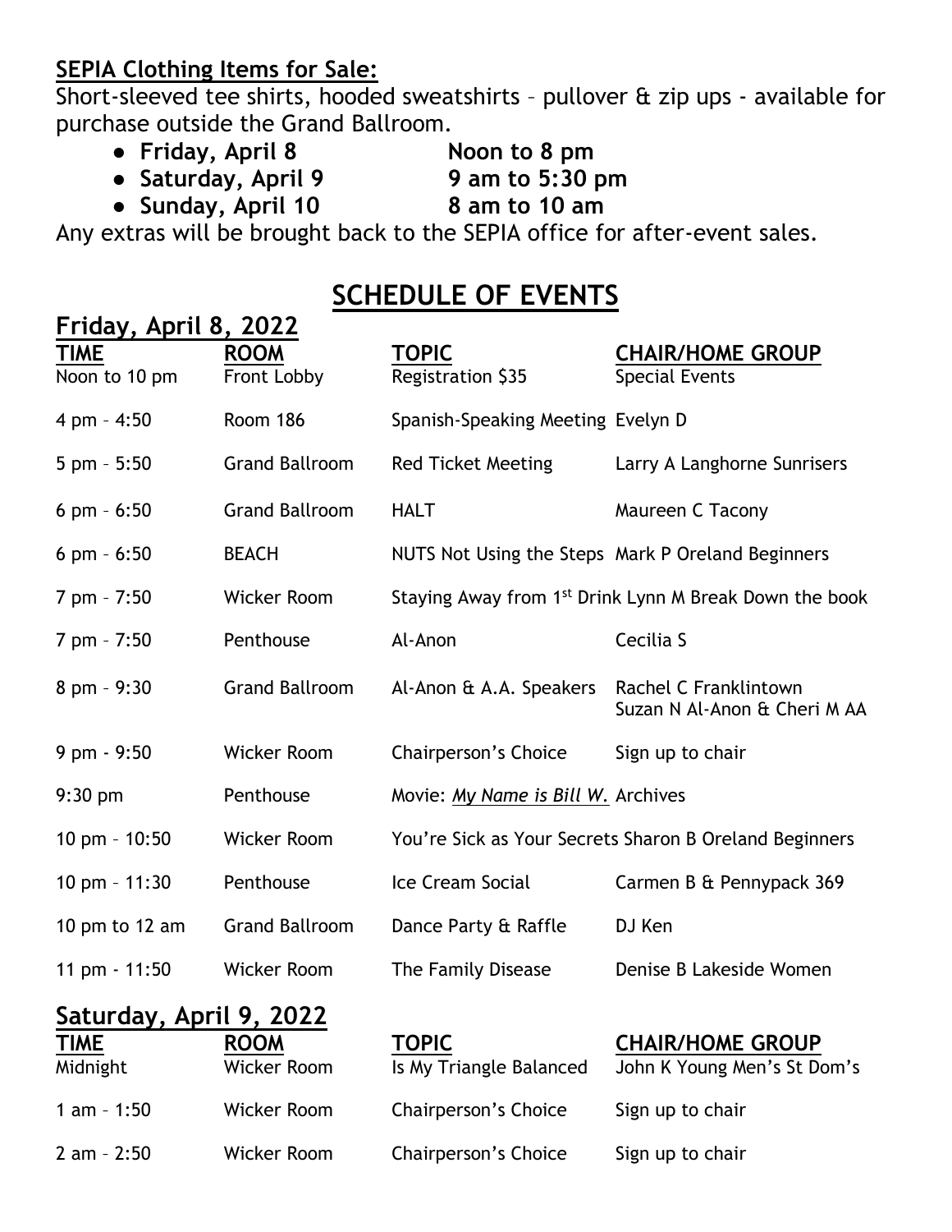**SEPIA Clothing Items for Sale:**

Short-sleeved tee shirts, hooded sweatshirts – pullover & zip ups - available for purchase outside the Grand Ballroom.

- **Friday, April 8** **Noon to 8 pm**
- **Saturday, April 9** **9 am to 5:30 pm**
- **Sunday, April 10** **8 am to 10 am**

Any extras will be brought back to the SEPIA office for after-event sales.

# SCHEDULE OF EVENTS

## Friday, April 8, 2022

| TIME | ROOM | TOPIC | CHAIR/HOME GROUP |
|---|---|---|---|
| Noon to 10 pm | Front Lobby | Registration $35 | Special Events |
| 4 pm – 4:50 | Room 186 | Spanish-Speaking Meeting | Evelyn D |
| 5 pm – 5:50 | Grand Ballroom | Red Ticket Meeting | Larry A Langhorne Sunrisers |
| 6 pm – 6:50 | Grand Ballroom | HALT | Maureen C Tacony |
| 6 pm – 6:50 | BEACH | NUTS Not Using the Steps | Mark P Oreland Beginners |
| 7 pm – 7:50 | Wicker Room | Staying Away from 1st Drink | Lynn M Break Down the book |
| 7 pm – 7:50 | Penthouse | Al-Anon | Cecilia S |
| 8 pm – 9:30 | Grand Ballroom | Al-Anon & A.A. Speakers | Rachel C Franklintown Suzan N Al-Anon & Cheri M AA |
| 9 pm - 9:50 | Wicker Room | Chairperson's Choice | Sign up to chair |
| 9:30 pm | Penthouse | Movie: *My Name is Bill W.* | Archives |
| 10 pm – 10:50 | Wicker Room | You're Sick as Your Secrets | Sharon B Oreland Beginners |
| 10 pm – 11:30 | Penthouse | Ice Cream Social | Carmen B & Pennypack 369 |
| 10 pm to 12 am | Grand Ballroom | Dance Party & Raffle | DJ Ken |
| 11 pm - 11:50 | Wicker Room | The Family Disease | Denise B Lakeside Women |

## Saturday, April 9, 2022

| TIME | ROOM | TOPIC | CHAIR/HOME GROUP |
|---|---|---|---|
| Midnight | Wicker Room | Is My Triangle Balanced | John K Young Men's St Dom's |
| 1 am – 1:50 | Wicker Room | Chairperson's Choice | Sign up to chair |
| 2 am – 2:50 | Wicker Room | Chairperson's Choice | Sign up to chair |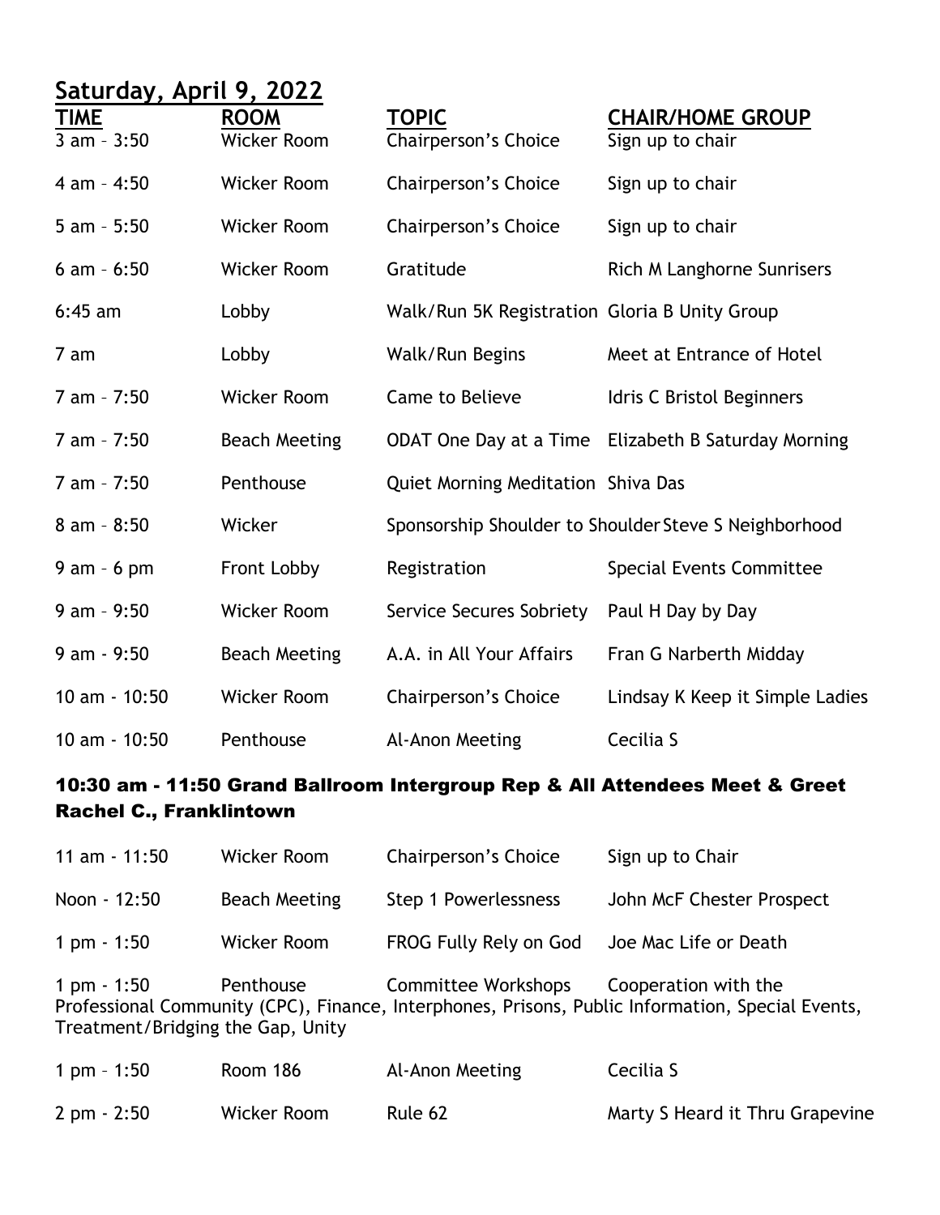## Saturday, April 9, 2022

| TIME | ROOM | TOPIC | CHAIR/HOME GROUP |
|---|---|---|---|
| 3 am – 3:50 | Wicker Room | Chairperson's Choice | Sign up to chair |
| 4 am – 4:50 | Wicker Room | Chairperson's Choice | Sign up to chair |
| 5 am – 5:50 | Wicker Room | Chairperson's Choice | Sign up to chair |
| 6 am – 6:50 | Wicker Room | Gratitude | Rich M Langhorne Sunrisers |
| 6:45 am | Lobby | Walk/Run 5K Registration | Gloria B Unity Group |
| 7 am | Lobby | Walk/Run Begins | Meet at Entrance of Hotel |
| 7 am – 7:50 | Wicker Room | Came to Believe | Idris C Bristol Beginners |
| 7 am – 7:50 | Beach Meeting | ODAT One Day at a Time | Elizabeth B Saturday Morning |
| 7 am – 7:50 | Penthouse | Quiet Morning Meditation | Shiva Das |
| 8 am – 8:50 | Wicker | Sponsorship Shoulder to Shoulder | Steve S Neighborhood |
| 9 am – 6 pm | Front Lobby | Registration | Special Events Committee |
| 9 am – 9:50 | Wicker Room | Service Secures Sobriety | Paul H Day by Day |
| 9 am - 9:50 | Beach Meeting | A.A. in All Your Affairs | Fran G Narberth Midday |
| 10 am - 10:50 | Wicker Room | Chairperson's Choice | Lindsay K Keep it Simple Ladies |
| 10 am - 10:50 | Penthouse | Al-Anon Meeting | Cecilia S |

**10:30 am - 11:50 Grand Ballroom Intergroup Rep & All Attendees Meet & Greet Rachel C., Franklintown**

| TIME | ROOM | TOPIC | CHAIR/HOME GROUP |
|---|---|---|---|
| 11 am - 11:50 | Wicker Room | Chairperson's Choice | Sign up to Chair |
| Noon - 12:50 | Beach Meeting | Step 1 Powerlessness | John McF Chester Prospect |
| 1 pm - 1:50 | Wicker Room | FROG Fully Rely on God | Joe Mac Life or Death |
| 1 pm - 1:50 | Penthouse | Committee Workshops | Cooperation with the Professional Community (CPC), Finance, Interphones, Prisons, Public Information, Special Events, Treatment/Bridging the Gap, Unity |
| 1 pm – 1:50 | Room 186 | Al-Anon Meeting | Cecilia S |
| 2 pm - 2:50 | Wicker Room | Rule 62 | Marty S Heard it Thru Grapevine |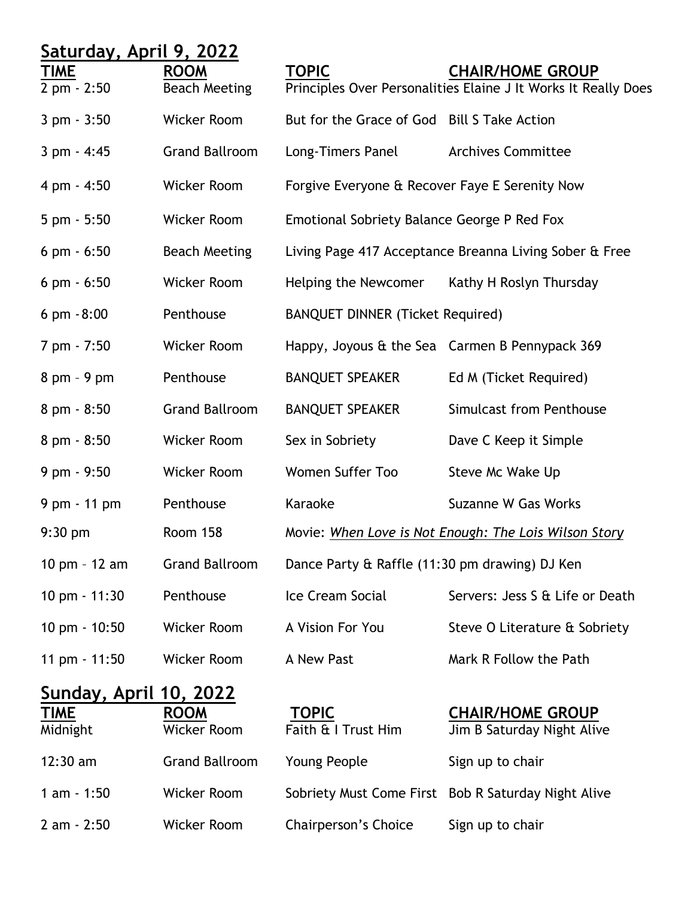## Saturday, April 9, 2022

| TIME | ROOM | TOPIC | CHAIR/HOME GROUP |
|---|---|---|---|
| 2 pm - 2:50 | Beach Meeting | Principles Over Personalities | Elaine J It Works It Really Does |
| 3 pm - 3:50 | Wicker Room | But for the Grace of God | Bill S Take Action |
| 3 pm - 4:45 | Grand Ballroom | Long-Timers Panel | Archives Committee |
| 4 pm - 4:50 | Wicker Room | Forgive Everyone & Recover | Faye E Serenity Now |
| 5 pm - 5:50 | Wicker Room | Emotional Sobriety Balance | George P Red Fox |
| 6 pm - 6:50 | Beach Meeting | Living Page 417 Acceptance | Breanna Living Sober & Free |
| 6 pm - 6:50 | Wicker Room | Helping the Newcomer | Kathy H Roslyn Thursday |
| 6 pm -8:00 | Penthouse | BANQUET DINNER (Ticket Required) | |
| 7 pm - 7:50 | Wicker Room | Happy, Joyous & the Sea | Carmen B Pennypack 369 |
| 8 pm – 9 pm | Penthouse | BANQUET SPEAKER | Ed M (Ticket Required) |
| 8 pm - 8:50 | Grand Ballroom | BANQUET SPEAKER | Simulcast from Penthouse |
| 8 pm - 8:50 | Wicker Room | Sex in Sobriety | Dave C Keep it Simple |
| 9 pm - 9:50 | Wicker Room | Women Suffer Too | Steve Mc Wake Up |
| 9 pm - 11 pm | Penthouse | Karaoke | Suzanne W Gas Works |
| 9:30 pm | Room 158 | Movie: *When Love is Not Enough: The Lois Wilson Story* | |
| 10 pm – 12 am | Grand Ballroom | Dance Party & Raffle (11:30 pm drawing) | DJ Ken |
| 10 pm - 11:30 | Penthouse | Ice Cream Social | Servers: Jess S & Life or Death |
| 10 pm - 10:50 | Wicker Room | A Vision For You | Steve O Literature & Sobriety |
| 11 pm - 11:50 | Wicker Room | A New Past | Mark R Follow the Path |

## Sunday, April 10, 2022

| TIME | ROOM | TOPIC | CHAIR/HOME GROUP |
|---|---|---|---|
| Midnight | Wicker Room | Faith & I Trust Him | Jim B Saturday Night Alive |
| 12:30 am | Grand Ballroom | Young People | Sign up to chair |
| 1 am - 1:50 | Wicker Room | Sobriety Must Come First | Bob R Saturday Night Alive |
| 2 am - 2:50 | Wicker Room | Chairperson's Choice | Sign up to chair |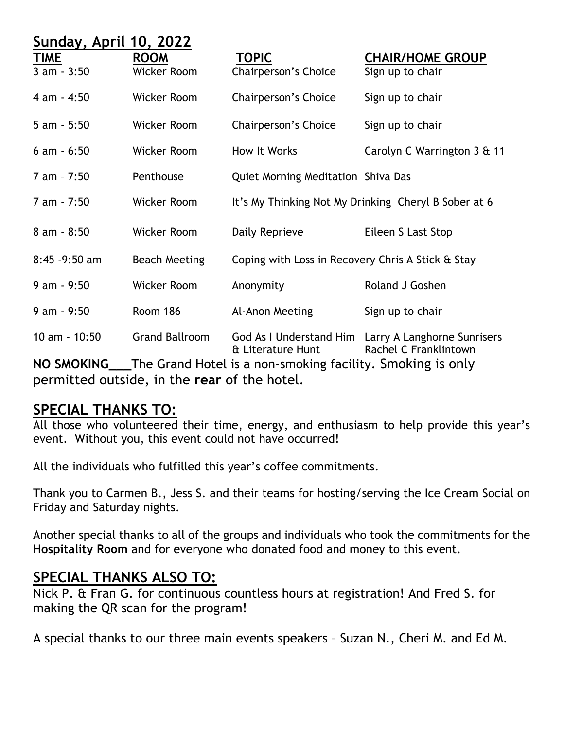## Sunday, April 10, 2022

| TIME | ROOM | TOPIC | CHAIR/HOME GROUP |
|---|---|---|---|
| 3 am - 3:50 | Wicker Room | Chairperson's Choice | Sign up to chair |
| 4 am - 4:50 | Wicker Room | Chairperson's Choice | Sign up to chair |
| 5 am - 5:50 | Wicker Room | Chairperson's Choice | Sign up to chair |
| 6 am - 6:50 | Wicker Room | How It Works | Carolyn C Warrington 3 & 11 |
| 7 am – 7:50 | Penthouse | Quiet Morning Meditation | Shiva Das |
| 7 am - 7:50 | Wicker Room | It's My Thinking Not My Drinking | Cheryl B Sober at 6 |
| 8 am - 8:50 | Wicker Room | Daily Reprieve | Eileen S Last Stop |
| 8:45 -9:50 am | Beach Meeting | Coping with Loss in Recovery | Chris A Stick & Stay |
| 9 am - 9:50 | Wicker Room | Anonymity | Roland J Goshen |
| 9 am - 9:50 | Room 186 | Al-Anon Meeting | Sign up to chair |
| 10 am - 10:50 | Grand Ballroom | God As I Understand Him & Literature Hunt | Larry A Langhorne Sunrisers Rachel C Franklintown |

**NO SMOKING___**The Grand Hotel is a non-smoking facility. Smoking is only permitted outside, in the **rear** of the hotel.

## SPECIAL THANKS TO:

All those who volunteered their time, energy, and enthusiasm to help provide this year's event. Without you, this event could not have occurred!

All the individuals who fulfilled this year's coffee commitments.

Thank you to Carmen B., Jess S. and their teams for hosting/serving the Ice Cream Social on Friday and Saturday nights.

Another special thanks to all of the groups and individuals who took the commitments for the **Hospitality Room** and for everyone who donated food and money to this event.

## SPECIAL THANKS ALSO TO:

Nick P. & Fran G. for continuous countless hours at registration! And Fred S. for making the QR scan for the program!

A special thanks to our three main events speakers – Suzan N., Cheri M. and Ed M.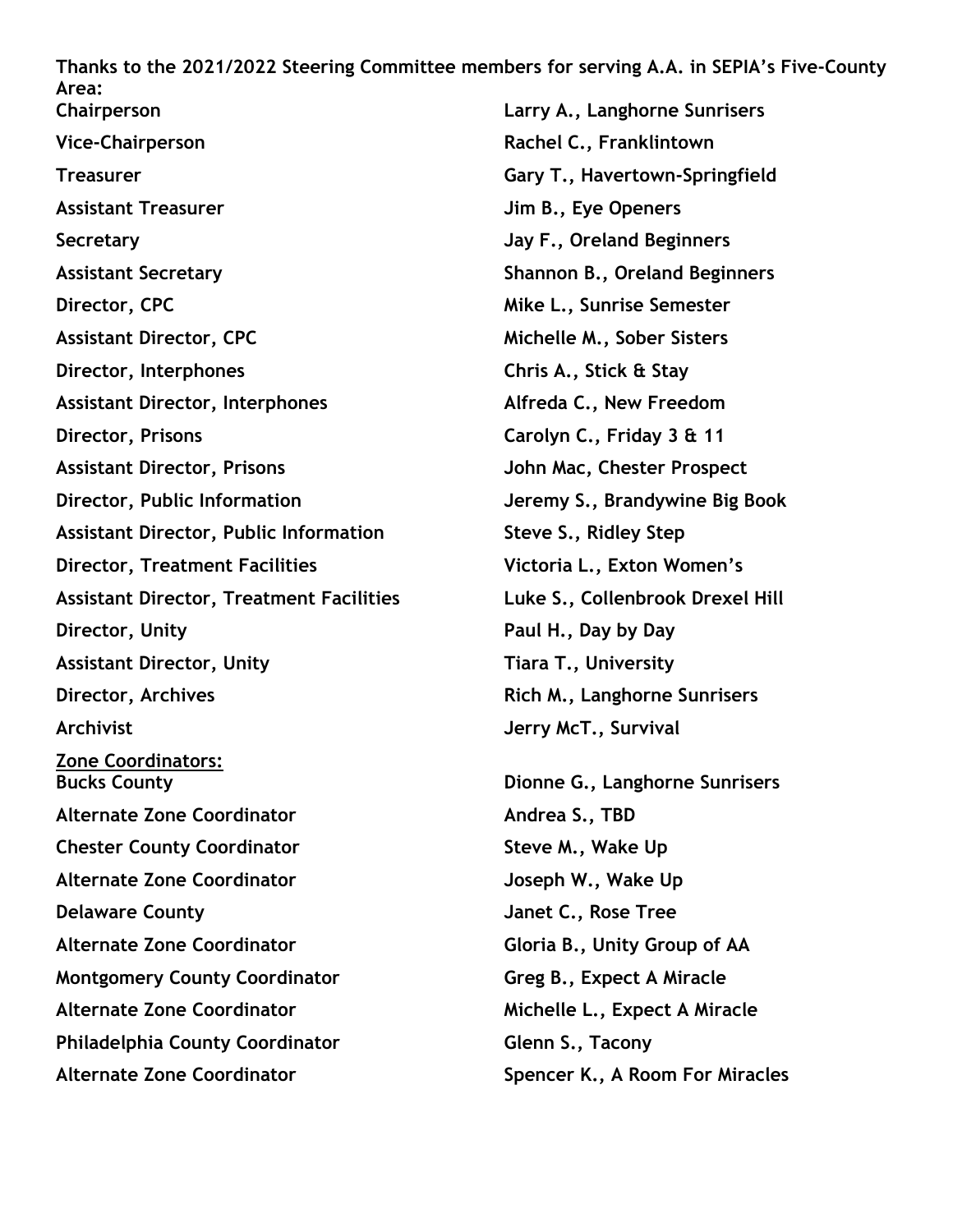**Thanks to the 2021/2022 Steering Committee members for serving A.A. in SEPIA's Five-County Area:**

| | |
|---|---|
| **Chairperson** | **Larry A., Langhorne Sunrisers** |
| **Vice-Chairperson** | **Rachel C., Franklintown** |
| **Treasurer** | **Gary T., Havertown-Springfield** |
| **Assistant Treasurer** | **Jim B., Eye Openers** |
| **Secretary** | **Jay F., Oreland Beginners** |
| **Assistant Secretary** | **Shannon B., Oreland Beginners** |
| **Director, CPC** | **Mike L., Sunrise Semester** |
| **Assistant Director, CPC** | **Michelle M., Sober Sisters** |
| **Director, Interphones** | **Chris A., Stick & Stay** |
| **Assistant Director, Interphones** | **Alfreda C., New Freedom** |
| **Director, Prisons** | **Carolyn C., Friday 3 & 11** |
| **Assistant Director, Prisons** | **John Mac, Chester Prospect** |
| **Director, Public Information** | **Jeremy S., Brandywine Big Book** |
| **Assistant Director, Public Information** | **Steve S., Ridley Step** |
| **Director, Treatment Facilities** | **Victoria L., Exton Women's** |
| **Assistant Director, Treatment Facilities** | **Luke S., Collenbrook Drexel Hill** |
| **Director, Unity** | **Paul H., Day by Day** |
| **Assistant Director, Unity** | **Tiara T., University** |
| **Director, Archives** | **Rich M., Langhorne Sunrisers** |
| **Archivist** | **Jerry McT., Survival** |

**<u>Zone Coordinators:</u>**

| | |
|---|---|
| **Bucks County** | **Dionne G., Langhorne Sunrisers** |
| **Alternate Zone Coordinator** | **Andrea S., TBD** |
| **Chester County Coordinator** | **Steve M., Wake Up** |
| **Alternate Zone Coordinator** | **Joseph W., Wake Up** |
| **Delaware County** | **Janet C., Rose Tree** |
| **Alternate Zone Coordinator** | **Gloria B., Unity Group of AA** |
| **Montgomery County Coordinator** | **Greg B., Expect A Miracle** |
| **Alternate Zone Coordinator** | **Michelle L., Expect A Miracle** |
| **Philadelphia County Coordinator** | **Glenn S., Tacony** |
| **Alternate Zone Coordinator** | **Spencer K., A Room For Miracles** |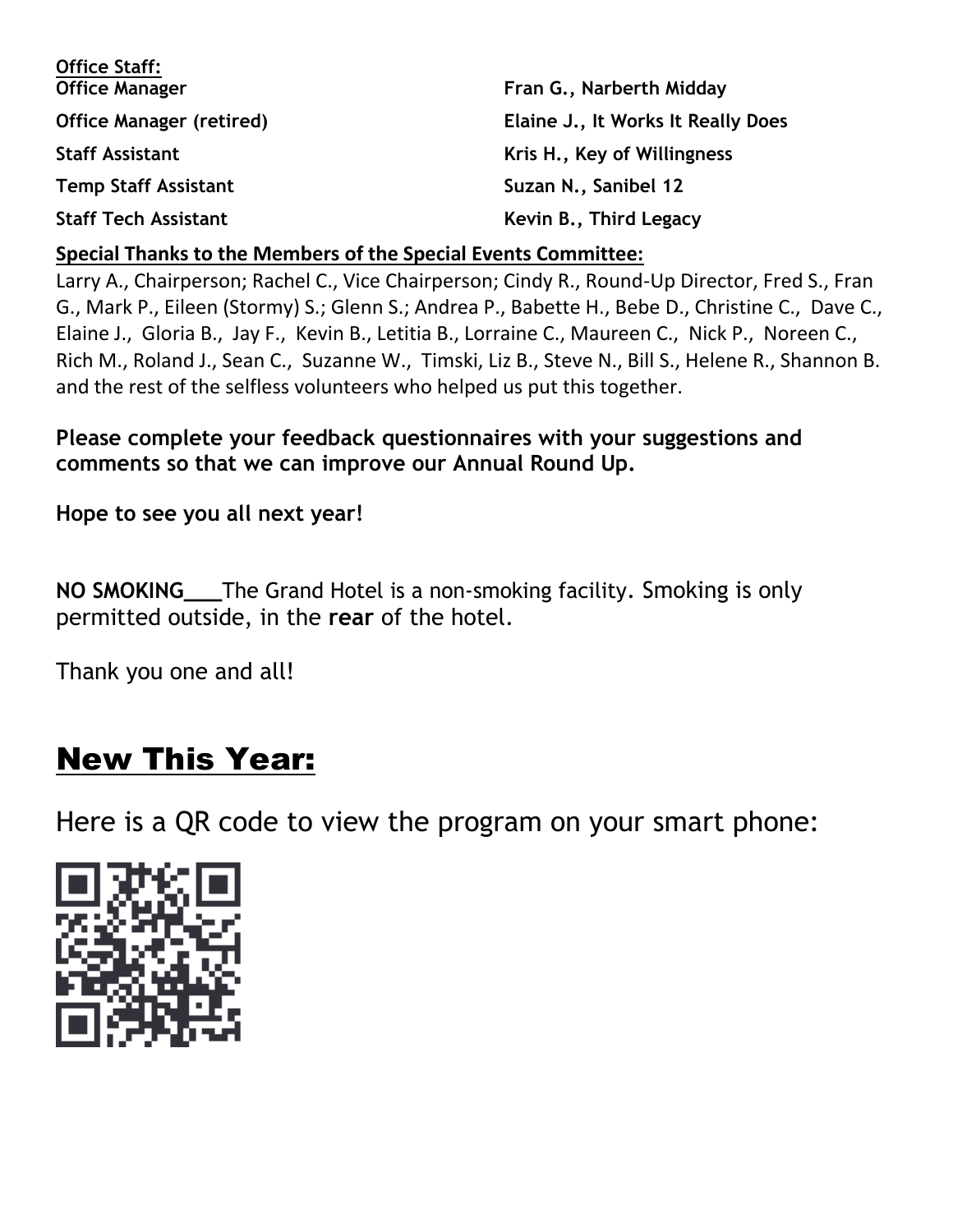**Office Staff:**

| | |
|---|---|
| **Office Manager** | **Fran G., Narberth Midday** |
| **Office Manager (retired)** | **Elaine J., It Works It Really Does** |
| **Staff Assistant** | **Kris H., Key of Willingness** |
| **Temp Staff Assistant** | **Suzan N., Sanibel 12** |
| **Staff Tech Assistant** | **Kevin B., Third Legacy** |

**Special Thanks to the Members of the Special Events Committee:**

Larry A., Chairperson; Rachel C., Vice Chairperson; Cindy R., Round-Up Director, Fred S., Fran G., Mark P., Eileen (Stormy) S.; Glenn S.; Andrea P., Babette H., Bebe D., Christine C., Dave C., Elaine J., Gloria B., Jay F., Kevin B., Letitia B., Lorraine C., Maureen C., Nick P., Noreen C., Rich M., Roland J., Sean C., Suzanne W., Timski, Liz B., Steve N., Bill S., Helene R., Shannon B. and the rest of the selfless volunteers who helped us put this together.

**Please complete your feedback questionnaires with your suggestions and comments so that we can improve our Annual Round Up.**

**Hope to see you all next year!**

**NO SMOKING___**The Grand Hotel is a non-smoking facility. Smoking is only permitted outside, in the **rear** of the hotel.

Thank you one and all!

## New This Year:

Here is a QR code to view the program on your smart phone: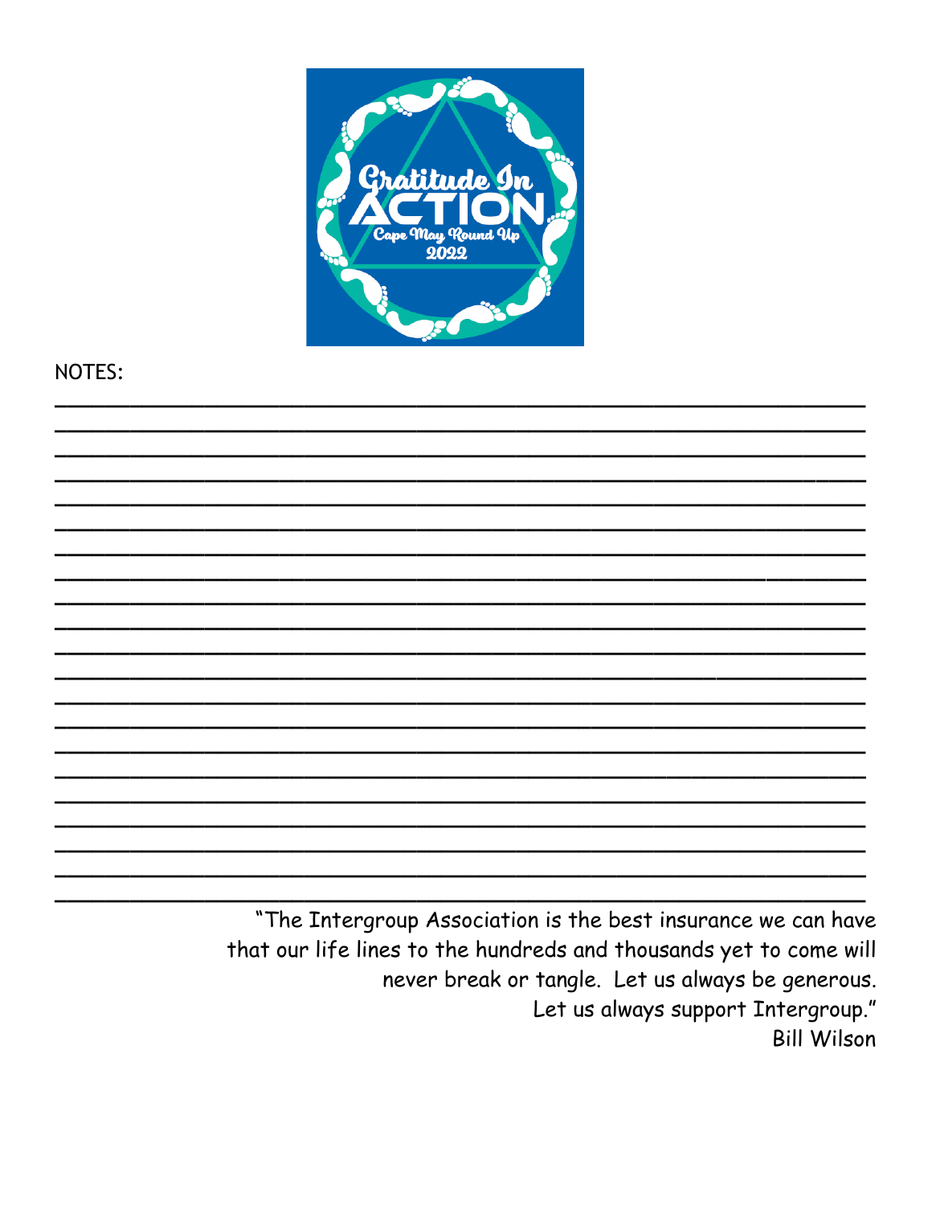NOTES:

"The Intergroup Association is the best insurance we can have that our life lines to the hundreds and thousands yet to come will never break or tangle. Let us always be generous. Let us always support Intergroup."

Bill Wilson